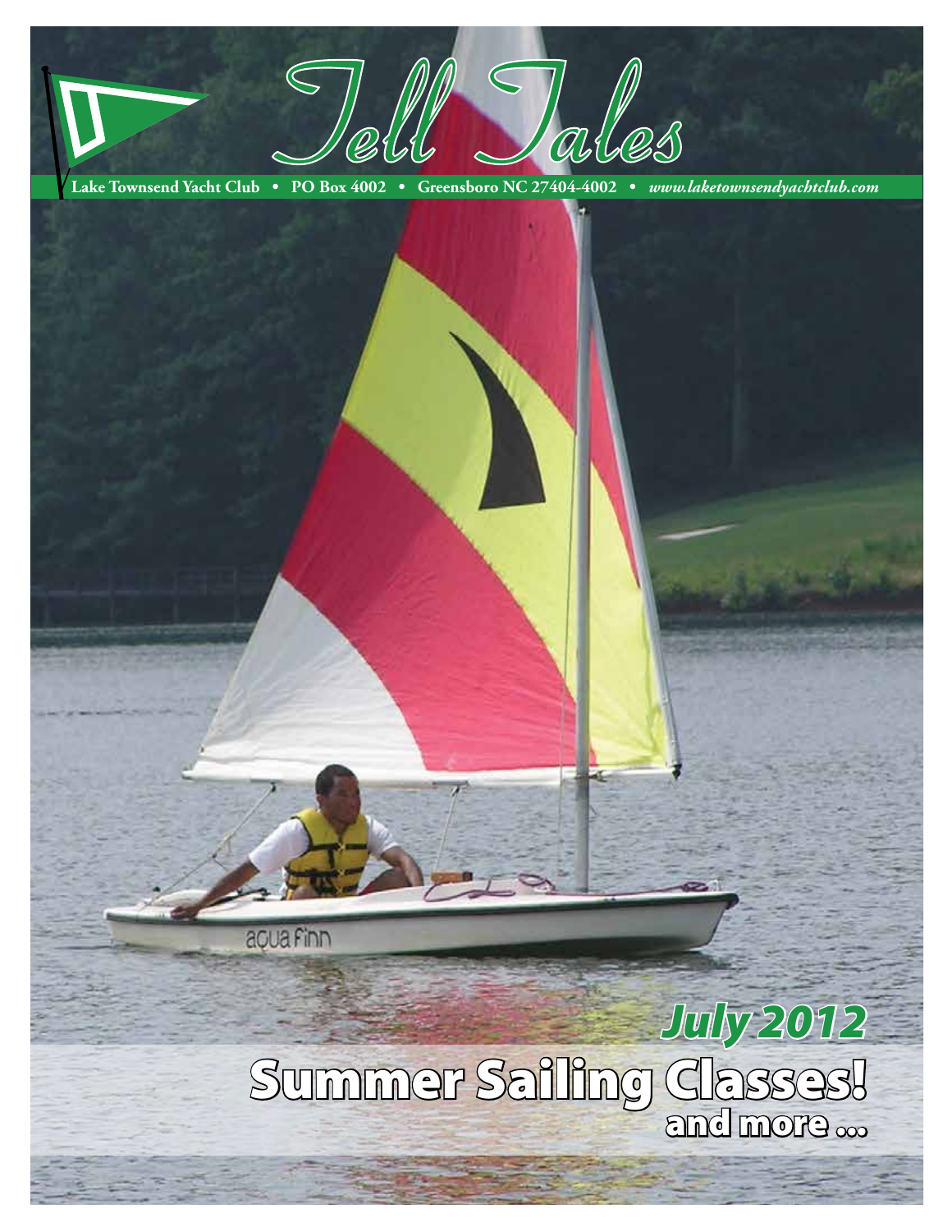# Tell Tales

Lake Townsend Yacht Club • PO Box 4002 • Greensboro NC 27404-4002 • *www.laketownsendyachtclub.com*

aqua finn

## *July 2012*

# Summer Sailing Classes!

and more ...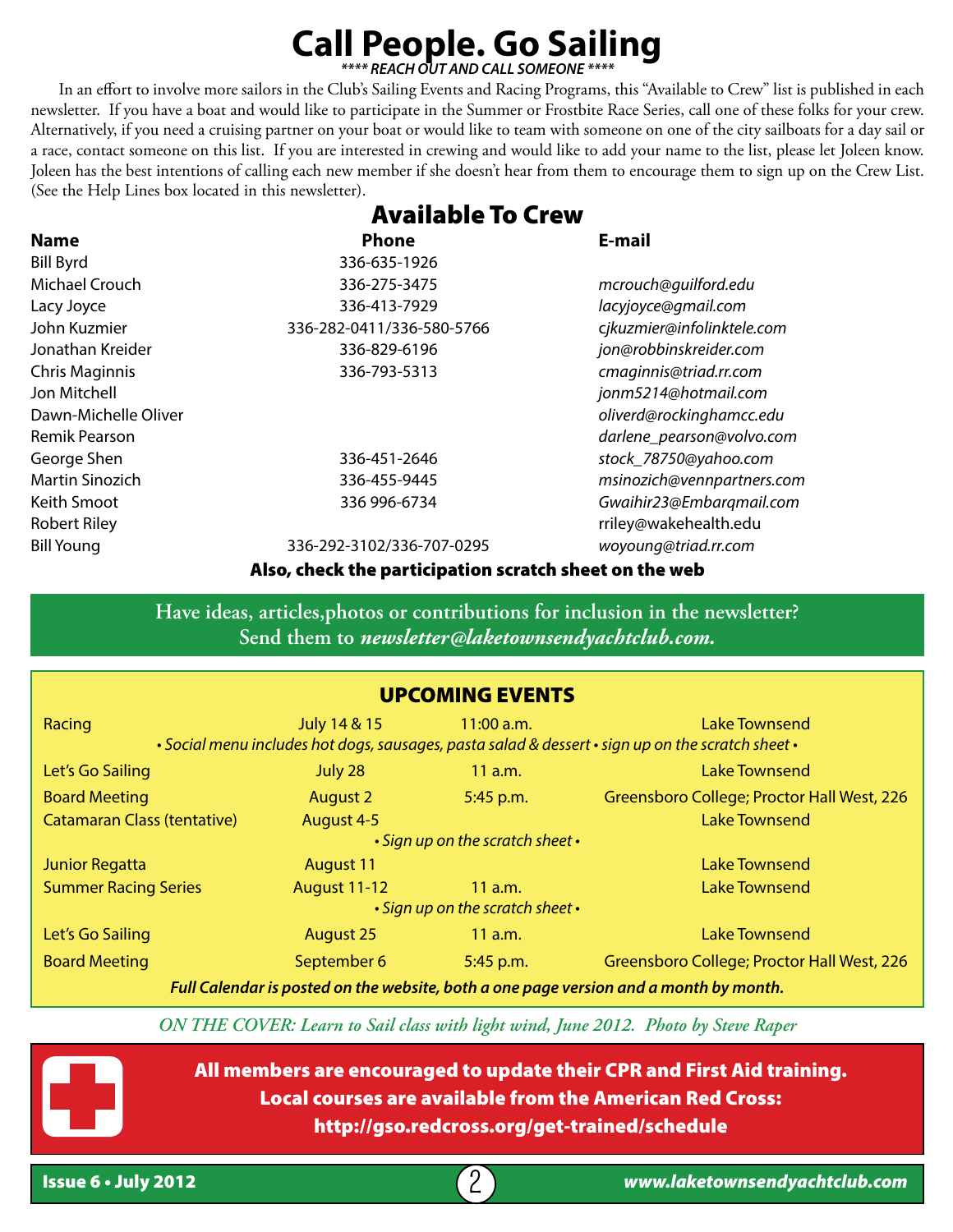# Call People. Go Sailing

***\*\*\*\* REACH OUT AND CALL SOMEONE \*\*\*\****

In an effort to involve more sailors in the Club's Sailing Events and Racing Programs, this "Available to Crew" list is published in each newsletter. If you have a boat and would like to participate in the Summer or Frostbite Race Series, call one of these folks for your crew. Alternatively, if you need a cruising partner on your boat or would like to team with someone on one of the city sailboats for a day sail or a race, contact someone on this list. If you are interested in crewing and would like to add your name to the list, please let Joleen know. Joleen has the best intentions of calling each new member if she doesn't hear from them to encourage them to sign up on the Crew List. (See the Help Lines box located in this newsletter).

## Available To Crew

| Name | Phone | E-mail |
|---|---|---|
| Bill Byrd | 336-635-1926 | |
| Michael Crouch | 336-275-3475 | *mcrouch@guilford.edu* |
| Lacy Joyce | 336-413-7929 | *lacyjoyce@gmail.com* |
| John Kuzmier | 336-282-0411/336-580-5766 | *cjkuzmier@infolinktele.com* |
| Jonathan Kreider | 336-829-6196 | *jon@robbinskreider.com* |
| Chris Maginnis | 336-793-5313 | *cmaginnis@triad.rr.com* |
| Jon Mitchell | | *jonm5214@hotmail.com* |
| Dawn-Michelle Oliver | | *oliverd@rockinghamcc.edu* |
| Remik Pearson | | *darlene_pearson@volvo.com* |
| George Shen | 336-451-2646 | *stock_78750@yahoo.com* |
| Martin Sinozich | 336-455-9445 | *msinozich@vennpartners.com* |
| Keith Smoot | 336 996-6734 | *Gwaihir23@Embarqmail.com* |
| Robert Riley | | rriley@wakehealth.edu |
| Bill Young | 336-292-3102/336-707-0295 | *woyoung@triad.rr.com* |

**Also, check the participation scratch sheet on the web**

**Have ideas, articles,photos or contributions for inclusion in the newsletter? Send them to *newsletter@laketownsendyachtclub.com.***

## UPCOMING EVENTS

| Event | Date | Time | Location |
|---|---|---|---|
| Racing | July 14 & 15 | 11:00 a.m. | Lake Townsend |
| *• Social menu includes hot dogs, sausages, pasta salad & dessert • sign up on the scratch sheet •* | | | |
| Let's Go Sailing | July 28 | 11 a.m. | Lake Townsend |
| Board Meeting | August 2 | 5:45 p.m. | Greensboro College; Proctor Hall West, 226 |
| Catamaran Class (tentative) | August 4-5 | | Lake Townsend |
| *• Sign up on the scratch sheet •* | | | |
| Junior Regatta | August 11 | | Lake Townsend |
| Summer Racing Series | August 11-12 | 11 a.m. | Lake Townsend |
| *• Sign up on the scratch sheet •* | | | |
| Let's Go Sailing | August 25 | 11 a.m. | Lake Townsend |
| Board Meeting | September 6 | 5:45 p.m. | Greensboro College; Proctor Hall West, 226 |

***Full Calendar is posted on the website, both a one page version and a month by month.***

*ON THE COVER: Learn to Sail class with light wind, June 2012. Photo by Steve Raper*

**All members are encouraged to update their CPR and First Aid training.**
**Local courses are available from the American Red Cross:**
**http://gso.redcross.org/get-trained/schedule**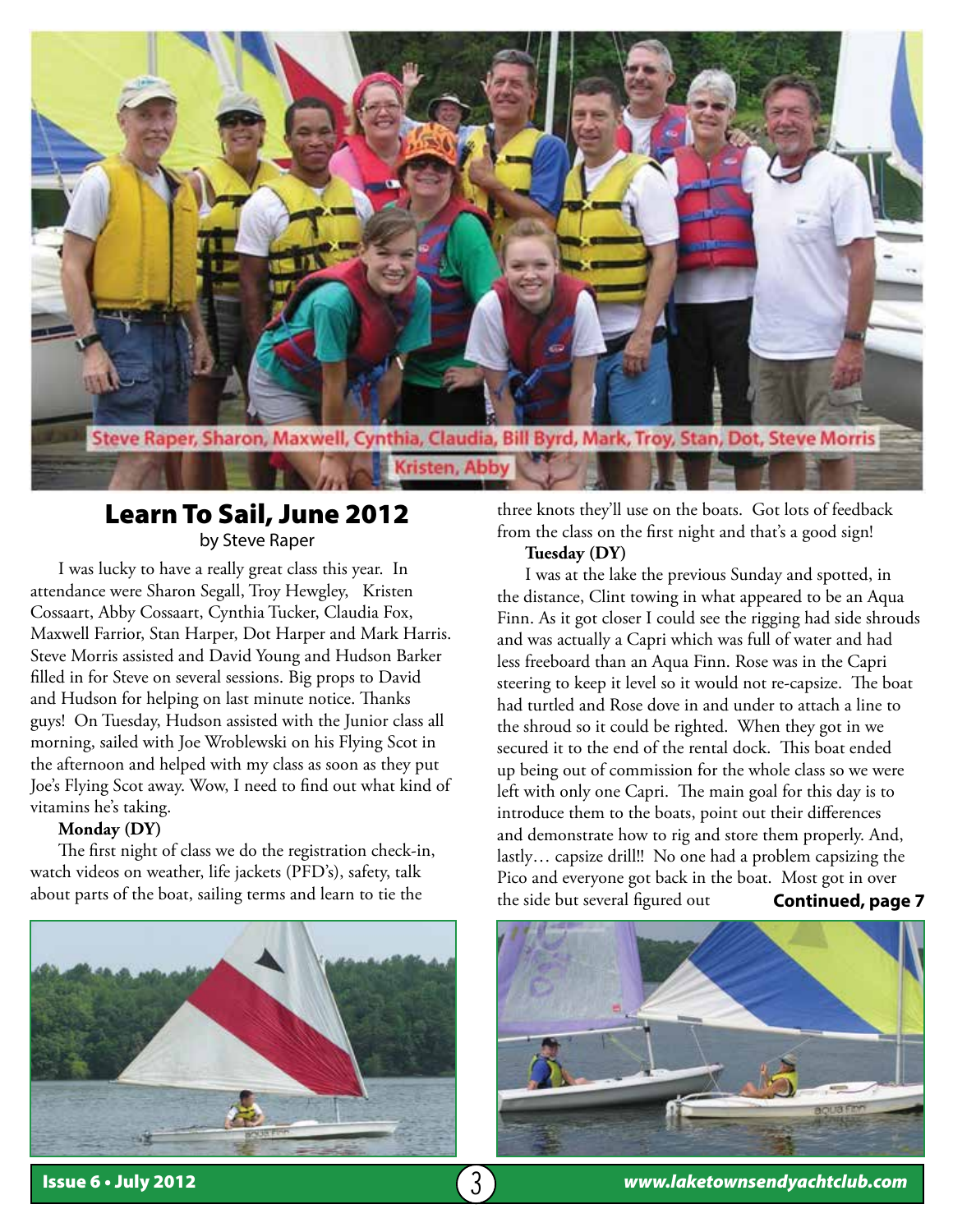Steve Raper, Sharon, Maxwell, Cynthia, Claudia, Bill Byrd, Mark, Troy, Stan, Dot, Steve Morris
Kristen, Abby

# Learn To Sail, June 2012

by Steve Raper

I was lucky to have a really great class this year. In attendance were Sharon Segall, Troy Hewgley, Kristen Cossaart, Abby Cossaart, Cynthia Tucker, Claudia Fox, Maxwell Farrior, Stan Harper, Dot Harper and Mark Harris. Steve Morris assisted and David Young and Hudson Barker filled in for Steve on several sessions. Big props to David and Hudson for helping on last minute notice. Thanks guys! On Tuesday, Hudson assisted with the Junior class all morning, sailed with Joe Wroblewski on his Flying Scot in the afternoon and helped with my class as soon as they put Joe's Flying Scot away. Wow, I need to find out what kind of vitamins he's taking.

**Monday (DY)**

The first night of class we do the registration check-in, watch videos on weather, life jackets (PFD's), safety, talk about parts of the boat, sailing terms and learn to tie the three knots they'll use on the boats. Got lots of feedback from the class on the first night and that's a good sign!

**Tuesday (DY)**

I was at the lake the previous Sunday and spotted, in the distance, Clint towing in what appeared to be an Aqua Finn. As it got closer I could see the rigging had side shrouds and was actually a Capri which was full of water and had less freeboard than an Aqua Finn. Rose was in the Capri steering to keep it level so it would not re-capsize. The boat had turtled and Rose dove in and under to attach a line to the shroud so it could be righted. When they got in we secured it to the end of the rental dock. This boat ended up being out of commission for the whole class so we were left with only one Capri. The main goal for this day is to introduce them to the boats, point out their differences and demonstrate how to rig and store them properly. And, lastly… capsize drill!! No one had a problem capsizing the Pico and everyone got back in the boat. Most got in over the side but several figured out **Continued, page 7**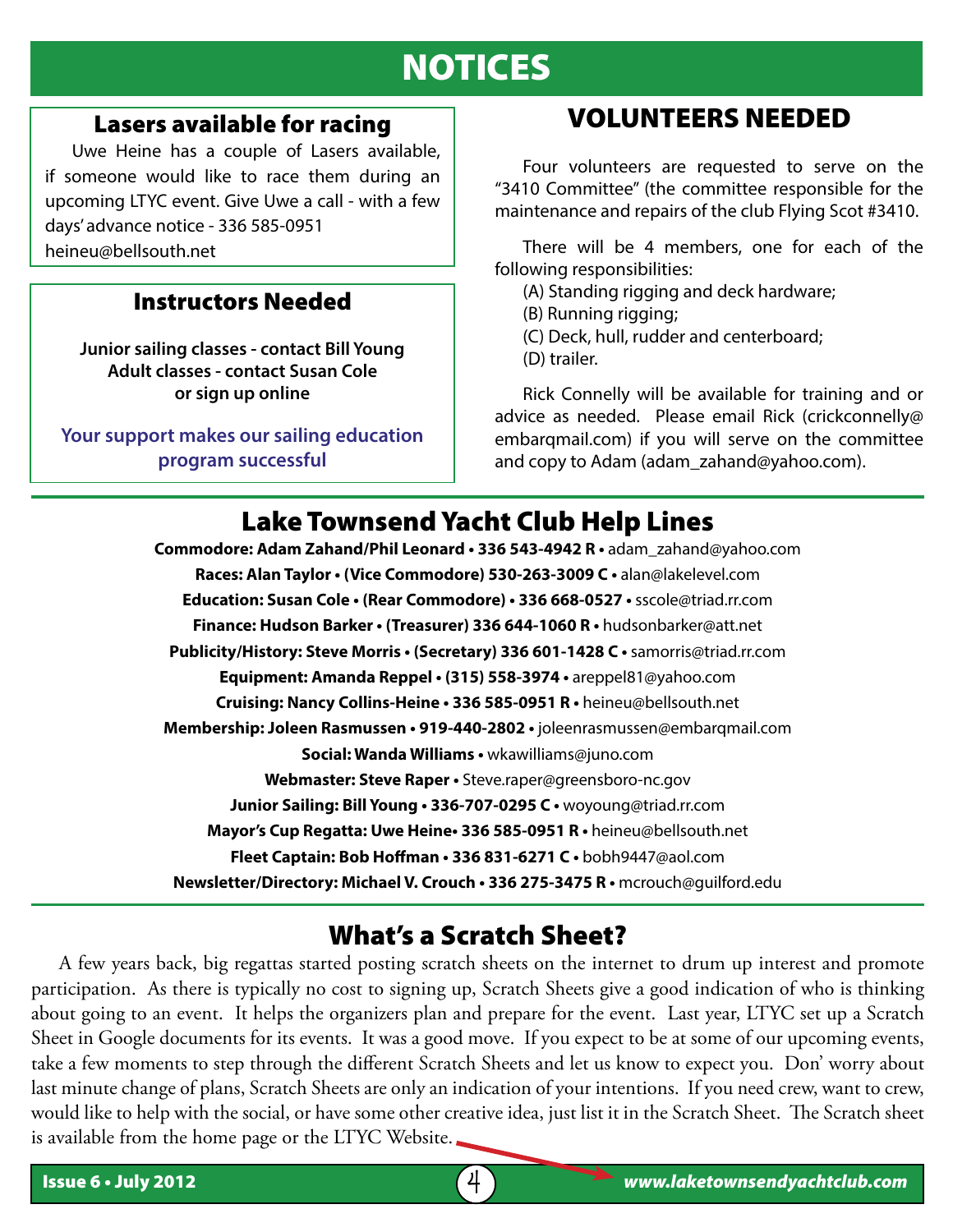# NOTICES

## Lasers available for racing

Uwe Heine has a couple of Lasers available, if someone would like to race them during an upcoming LTYC event. Give Uwe a call - with a few days' advance notice - 336 585-0951 heineu@bellsouth.net

## Instructors Needed

**Junior sailing classes - contact Bill Young**
**Adult classes - contact Susan Cole**
**or sign up online**

**Your support makes our sailing education program successful**

## VOLUNTEERS NEEDED

Four volunteers are requested to serve on the "3410 Committee" (the committee responsible for the maintenance and repairs of the club Flying Scot #3410.

There will be 4 members, one for each of the following responsibilities:

(A) Standing rigging and deck hardware;
(B) Running rigging;
(C) Deck, hull, rudder and centerboard;
(D) trailer.

Rick Connelly will be available for training and or advice as needed. Please email Rick (crickconnelly@embarqmail.com) if you will serve on the committee and copy to Adam (adam_zahand@yahoo.com).

## Lake Townsend Yacht Club Help Lines

**Commodore: Adam Zahand/Phil Leonard • 336 543-4942 R •** adam_zahand@yahoo.com
**Races: Alan Taylor • (Vice Commodore) 530-263-3009 C •** alan@lakelevel.com
**Education: Susan Cole • (Rear Commodore) • 336 668-0527 •** sscole@triad.rr.com
**Finance: Hudson Barker • (Treasurer) 336 644-1060 R •** hudsonbarker@att.net
**Publicity/History: Steve Morris • (Secretary) 336 601-1428 C •** samorris@triad.rr.com
**Equipment: Amanda Reppel • (315) 558-3974 •** areppel81@yahoo.com
**Cruising: Nancy Collins-Heine • 336 585-0951 R •** heineu@bellsouth.net
**Membership: Joleen Rasmussen • 919-440-2802 •** joleenrasmussen@embarqmail.com
**Social: Wanda Williams •** wkawilliams@juno.com
**Webmaster: Steve Raper •** Steve.raper@greensboro-nc.gov
**Junior Sailing: Bill Young • 336-707-0295 C •** woyoung@triad.rr.com
**Mayor's Cup Regatta: Uwe Heine• 336 585-0951 R •** heineu@bellsouth.net
**Fleet Captain: Bob Hoffman • 336 831-6271 C •** bobh9447@aol.com
**Newsletter/Directory: Michael V. Crouch • 336 275-3475 R •** mcrouch@guilford.edu

## What's a Scratch Sheet?

A few years back, big regattas started posting scratch sheets on the internet to drum up interest and promote participation. As there is typically no cost to signing up, Scratch Sheets give a good indication of who is thinking about going to an event. It helps the organizers plan and prepare for the event. Last year, LTYC set up a Scratch Sheet in Google documents for its events. It was a good move. If you expect to be at some of our upcoming events, take a few moments to step through the different Scratch Sheets and let us know to expect you. Don' worry about last minute change of plans, Scratch Sheets are only an indication of your intentions. If you need crew, want to crew, would like to help with the social, or have some other creative idea, just list it in the Scratch Sheet. The Scratch sheet is available from the home page or the LTYC Website.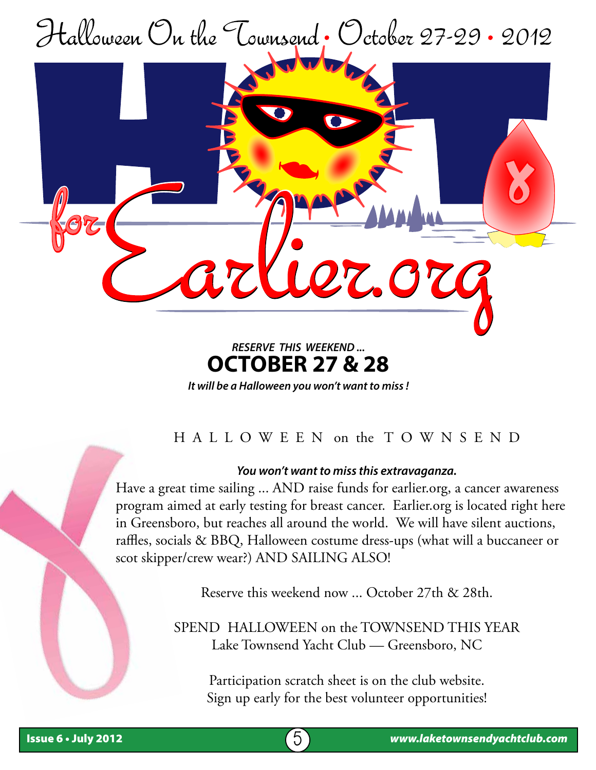# Halloween On the Townsend • October 27-29 • 2012

## HOT for Earlier.org

***RESERVE THIS WEEKEND ...***

**OCTOBER 27 & 28**

***It will be a Halloween you won't want to miss !***

H A L L O W E E N on the T O W N S E N D

***You won't want to miss this extravaganza.***

Have a great time sailing ... AND raise funds for earlier.org, a cancer awareness program aimed at early testing for breast cancer. Earlier.org is located right here in Greensboro, but reaches all around the world. We will have silent auctions, raffles, socials & BBQ, Halloween costume dress-ups (what will a buccaneer or scot skipper/crew wear?) AND SAILING ALSO!

Reserve this weekend now ... October 27th & 28th.

SPEND HALLOWEEN on the TOWNSEND THIS YEAR
Lake Townsend Yacht Club — Greensboro, NC

Participation scratch sheet is on the club website.
Sign up early for the best volunteer opportunities!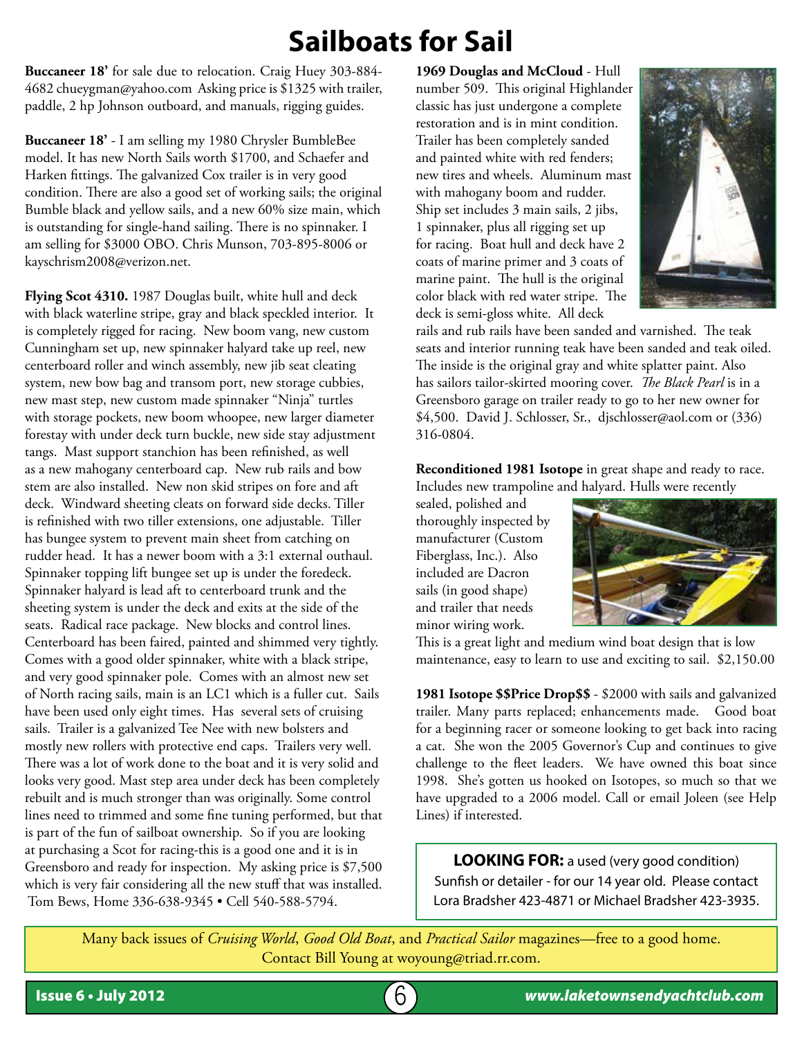# Sailboats for Sail

**Buccaneer 18'** for sale due to relocation. Craig Huey 303-884-4682 chueygman@yahoo.com Asking price is $1325 with trailer, paddle, 2 hp Johnson outboard, and manuals, rigging guides.

**Buccaneer 18'** - I am selling my 1980 Chrysler BumbleBee model. It has new North Sails worth $1700, and Schaefer and Harken fittings. The galvanized Cox trailer is in very good condition. There are also a good set of working sails; the original Bumble black and yellow sails, and a new 60% size main, which is outstanding for single-hand sailing. There is no spinnaker. I am selling for $3000 OBO. Chris Munson, 703-895-8006 or kayschrism2008@verizon.net.

**Flying Scot 4310.** 1987 Douglas built, white hull and deck with black waterline stripe, gray and black speckled interior. It is completely rigged for racing. New boom vang, new custom Cunningham set up, new spinnaker halyard take up reel, new centerboard roller and winch assembly, new jib seat cleating system, new bow bag and transom port, new storage cubbies, new mast step, new custom made spinnaker "Ninja" turtles with storage pockets, new boom whoopee, new larger diameter forestay with under deck turn buckle, new side stay adjustment tangs. Mast support stanchion has been refinished, as well as a new mahogany centerboard cap. New rub rails and bow stem are also installed. New non skid stripes on fore and aft deck. Windward sheeting cleats on forward side decks. Tiller is refinished with two tiller extensions, one adjustable. Tiller has bungee system to prevent main sheet from catching on rudder head. It has a newer boom with a 3:1 external outhaul. Spinnaker topping lift bungee set up is under the foredeck. Spinnaker halyard is lead aft to centerboard trunk and the sheeting system is under the deck and exits at the side of the seats. Radical race package. New blocks and control lines. Centerboard has been faired, painted and shimmed very tightly. Comes with a good older spinnaker, white with a black stripe, and very good spinnaker pole. Comes with an almost new set of North racing sails, main is an LC1 which is a fuller cut. Sails have been used only eight times. Has several sets of cruising sails. Trailer is a galvanized Tee Nee with new bolsters and mostly new rollers with protective end caps. Trailers very well. There was a lot of work done to the boat and it is very solid and looks very good. Mast step area under deck has been completely rebuilt and is much stronger than was originally. Some control lines need to trimmed and some fine tuning performed, but that is part of the fun of sailboat ownership. So if you are looking at purchasing a Scot for racing-this is a good one and it is in Greensboro and ready for inspection. My asking price is $7,500 which is very fair considering all the new stuff that was installed. Tom Bews, Home 336-638-9345 • Cell 540-588-5794.

**1969 Douglas and McCloud** - Hull number 509. This original Highlander classic has just undergone a complete restoration and is in mint condition. Trailer has been completely sanded and painted white with red fenders; new tires and wheels. Aluminum mast with mahogany boom and rudder. Ship set includes 3 main sails, 2 jibs, 1 spinnaker, plus all rigging set up for racing. Boat hull and deck have 2 coats of marine primer and 3 coats of marine paint. The hull is the original color black with red water stripe. The deck is semi-gloss white. All deck rails and rub rails have been sanded and varnished. The teak seats and interior running teak have been sanded and teak oiled. The inside is the original gray and white splatter paint. Also has sailors tailor-skirted mooring cover. *The Black Pearl* is in a Greensboro garage on trailer ready to go to her new owner for $4,500. David J. Schlosser, Sr., djschlosser@aol.com or (336) 316-0804.

**Reconditioned 1981 Isotope** in great shape and ready to race. Includes new trampoline and halyard. Hulls were recently sealed, polished and thoroughly inspected by manufacturer (Custom Fiberglass, Inc.). Also included are Dacron sails (in good shape) and trailer that needs minor wiring work. This is a great light and medium wind boat design that is low maintenance, easy to learn to use and exciting to sail. $2,150.00

**1981 Isotope $$Price Drop$$** - $2000 with sails and galvanized trailer. Many parts replaced; enhancements made. Good boat for a beginning racer or someone looking to get back into racing a cat. She won the 2005 Governor's Cup and continues to give challenge to the fleet leaders. We have owned this boat since 1998. She's gotten us hooked on Isotopes, so much so that we have upgraded to a 2006 model. Call or email Joleen (see Help Lines) if interested.

**LOOKING FOR:** a used (very good condition) Sunfish or detailer - for our 14 year old. Please contact Lora Bradsher 423-4871 or Michael Bradsher 423-3935.

Many back issues of *Cruising World*, *Good Old Boat*, and *Practical Sailor* magazines—free to a good home. Contact Bill Young at woyoung@triad.rr.com.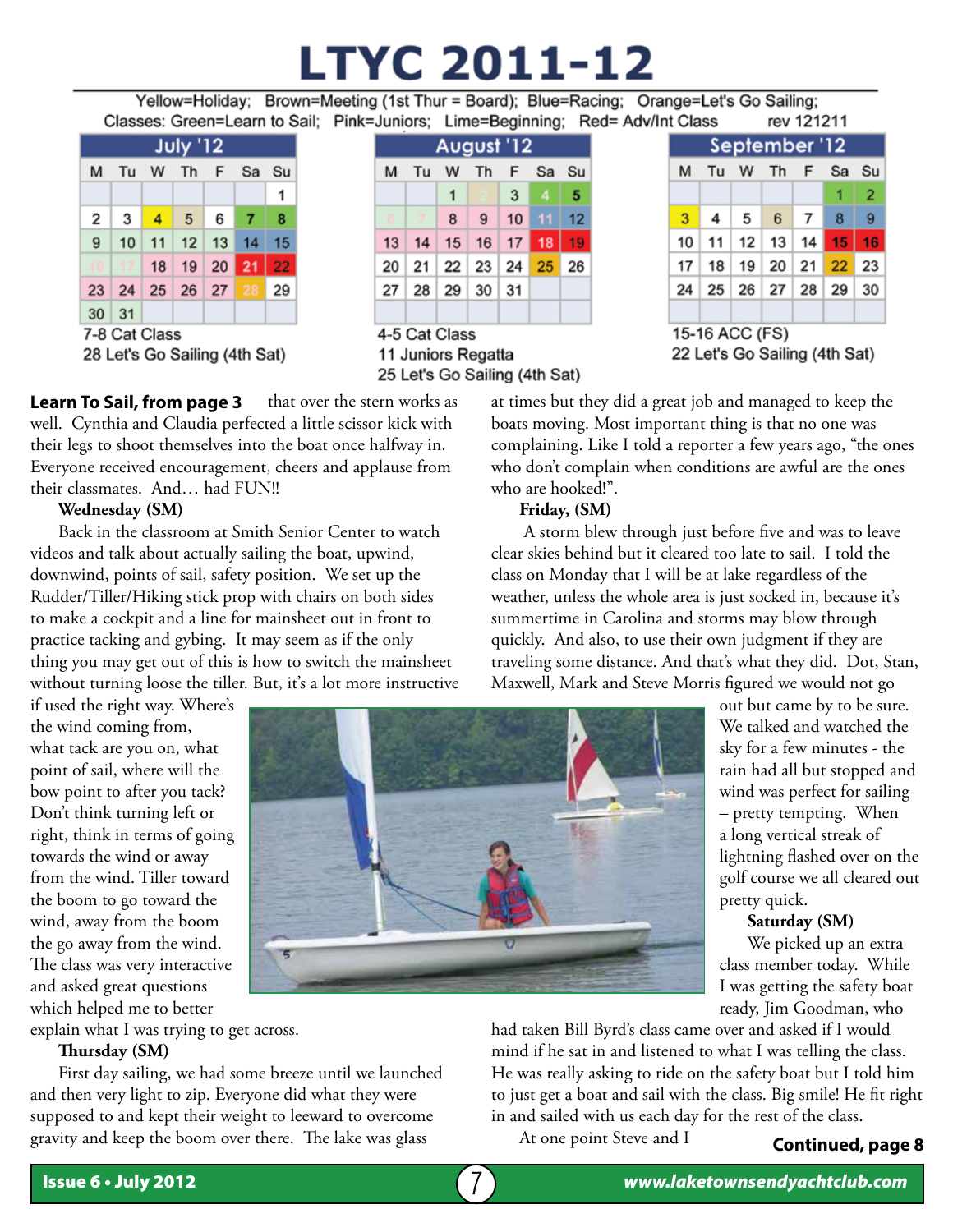# LTYC 2011-12

Yellow=Holiday; Brown=Meeting (1st Thur = Board); Blue=Racing; Orange=Let's Go Sailing;
Classes: Green=Learn to Sail; Pink=Juniors; Lime=Beginning; Red= Adv/Int Class rev 121211

**July '12**

| M | Tu | W | Th | F | Sa | Su |
|---|---|---|---|---|---|---|
| | | | | | | 1 |
| 2 | 3 | 4 | 5 | 6 | 7 | 8 |
| 9 | 10 | 11 | 12 | 13 | 14 | 15 |
| 16 | 17 | 18 | 19 | 20 | 21 | 22 |
| 23 | 24 | 25 | 26 | 27 | 28 | 29 |
| 30 | 31 | | | | | |

7-8 Cat Class
28 Let's Go Sailing (4th Sat)

**August '12**

| M | Tu | W | Th | F | Sa | Su |
|---|---|---|---|---|---|---|
| | | 1 | 2 | 3 | 4 | 5 |
| 6 | 7 | 8 | 9 | 10 | 11 | 12 |
| 13 | 14 | 15 | 16 | 17 | 18 | 19 |
| 20 | 21 | 22 | 23 | 24 | 25 | 26 |
| 27 | 28 | 29 | 30 | 31 | | |

4-5 Cat Class
11 Juniors Regatta
25 Let's Go Sailing (4th Sat)

**September '12**

| M | Tu | W | Th | F | Sa | Su |
|---|---|---|---|---|---|---|
| | | | | | 1 | 2 |
| 3 | 4 | 5 | 6 | 7 | 8 | 9 |
| 10 | 11 | 12 | 13 | 14 | 15 | 16 |
| 17 | 18 | 19 | 20 | 21 | 22 | 23 |
| 24 | 25 | 26 | 27 | 28 | 29 | 30 |

15-16 ACC (FS)
22 Let's Go Sailing (4th Sat)

**Learn To Sail, from page 3** that over the stern works as well. Cynthia and Claudia perfected a little scissor kick with their legs to shoot themselves into the boat once halfway in. Everyone received encouragement, cheers and applause from their classmates. And… had FUN!!

**Wednesday (SM)**

Back in the classroom at Smith Senior Center to watch videos and talk about actually sailing the boat, upwind, downwind, points of sail, safety position. We set up the Rudder/Tiller/Hiking stick prop with chairs on both sides to make a cockpit and a line for mainsheet out in front to practice tacking and gybing. It may seem as if the only thing you may get out of this is how to switch the mainsheet without turning loose the tiller. But, it's a lot more instructive if used the right way. Where's the wind coming from, what tack are you on, what point of sail, where will the bow point to after you tack? Don't think turning left or right, think in terms of going towards the wind or away from the wind. Tiller toward the boom to go toward the wind, away from the boom the go away from the wind. The class was very interactive and asked great questions which helped me to better explain what I was trying to get across.

**Thursday (SM)**

First day sailing, we had some breeze until we launched and then very light to zip. Everyone did what they were supposed to and kept their weight to leeward to overcome gravity and keep the boom over there. The lake was glass at times but they did a great job and managed to keep the boats moving. Most important thing is that no one was complaining. Like I told a reporter a few years ago, "the ones who don't complain when conditions are awful are the ones who are hooked!".

**Friday, (SM)**

A storm blew through just before five and was to leave clear skies behind but it cleared too late to sail. I told the class on Monday that I will be at lake regardless of the weather, unless the whole area is just socked in, because it's summertime in Carolina and storms may blow through quickly. And also, to use their own judgment if they are traveling some distance. And that's what they did. Dot, Stan, Maxwell, Mark and Steve Morris figured we would not go out but came by to be sure. We talked and watched the sky for a few minutes - the rain had all but stopped and wind was perfect for sailing – pretty tempting. When a long vertical streak of lightning flashed over on the golf course we all cleared out pretty quick.

**Saturday (SM)**

We picked up an extra class member today. While I was getting the safety boat ready, Jim Goodman, who had taken Bill Byrd's class came over and asked if I would mind if he sat in and listened to what I was telling the class. He was really asking to ride on the safety boat but I told him to just get a boat and sail with the class. Big smile! He fit right in and sailed with us each day for the rest of the class.

At one point Steve and I

**Continued, page 8**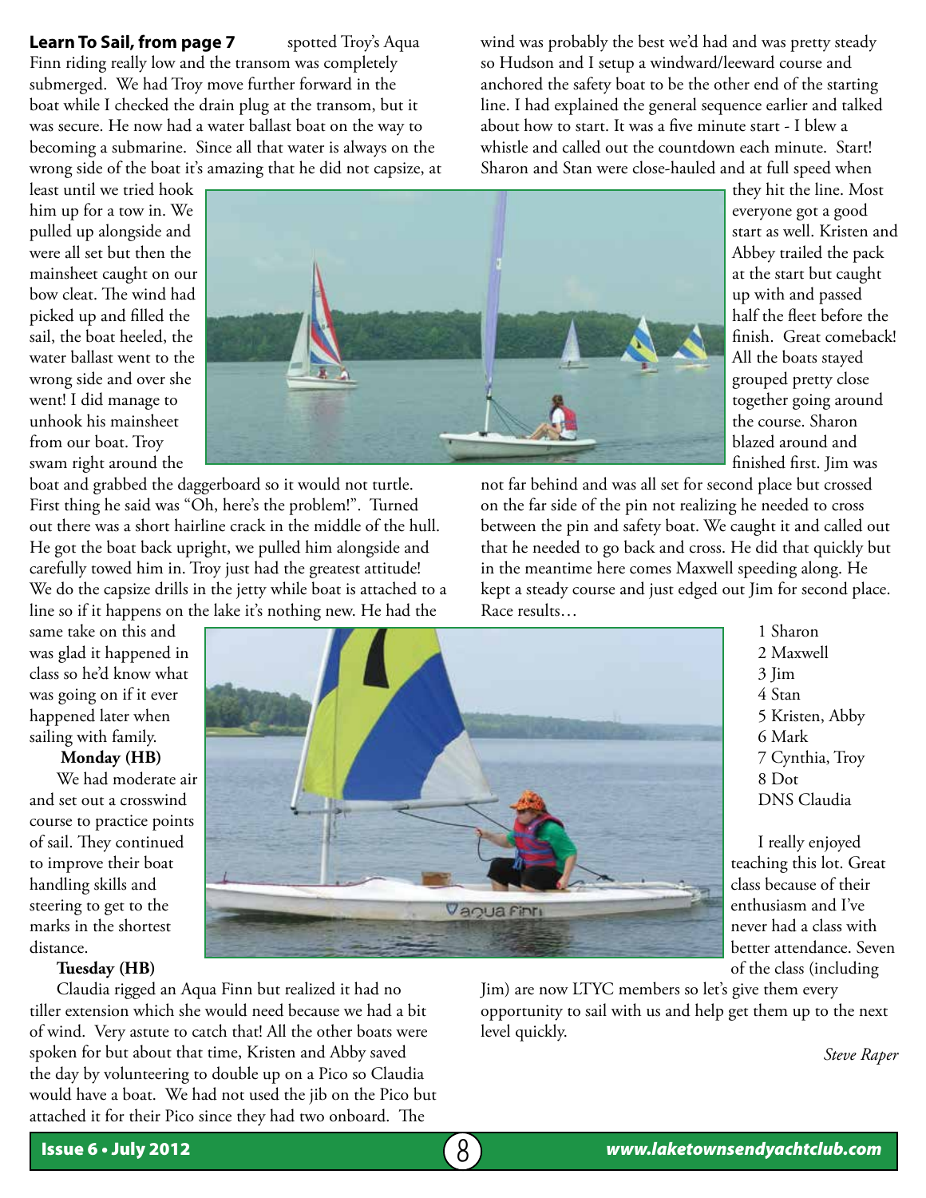**Learn To Sail, from page 7** spotted Troy's Aqua Finn riding really low and the transom was completely submerged. We had Troy move further forward in the boat while I checked the drain plug at the transom, but it was secure. He now had a water ballast boat on the way to becoming a submarine. Since all that water is always on the wrong side of the boat it's amazing that he did not capsize, at least until we tried hook him up for a tow in. We pulled up alongside and were all set but then the mainsheet caught on our bow cleat. The wind had picked up and filled the sail, the boat heeled, the water ballast went to the wrong side and over she went! I did manage to unhook his mainsheet from our boat. Troy swam right around the boat and grabbed the daggerboard so it would not turtle. First thing he said was "Oh, here's the problem!". Turned out there was a short hairline crack in the middle of the hull. He got the boat back upright, we pulled him alongside and carefully towed him in. Troy just had the greatest attitude! We do the capsize drills in the jetty while boat is attached to a line so if it happens on the lake it's nothing new. He had the same take on this and was glad it happened in class so he'd know what was going on if it ever happened later when sailing with family.

**Monday (HB)**

We had moderate air and set out a crosswind course to practice points of sail. They continued to improve their boat handling skills and steering to get to the marks in the shortest distance.

**Tuesday (HB)**

Claudia rigged an Aqua Finn but realized it had no tiller extension which she would need because we had a bit of wind. Very astute to catch that! All the other boats were spoken for but about that time, Kristen and Abby saved the day by volunteering to double up on a Pico so Claudia would have a boat. We had not used the jib on the Pico but attached it for their Pico since they had two onboard. The wind was probably the best we'd had and was pretty steady so Hudson and I setup a windward/leeward course and anchored the safety boat to be the other end of the starting line. I had explained the general sequence earlier and talked about how to start. It was a five minute start - I blew a whistle and called out the countdown each minute. Start! Sharon and Stan were close-hauled and at full speed when they hit the line. Most everyone got a good start as well. Kristen and Abbey trailed the pack at the start but caught up with and passed half the fleet before the finish. Great comeback! All the boats stayed grouped pretty close together going around the course. Sharon blazed around and finished first. Jim was not far behind and was all set for second place but crossed on the far side of the pin not realizing he needed to cross between the pin and safety boat. We caught it and called out that he needed to go back and cross. He did that quickly but in the meantime here comes Maxwell speeding along. He kept a steady course and just edged out Jim for second place. Race results…

1 Sharon
2 Maxwell
3 Jim
4 Stan
5 Kristen, Abby
6 Mark
7 Cynthia, Troy
8 Dot
DNS Claudia

I really enjoyed teaching this lot. Great class because of their enthusiasm and I've never had a class with better attendance. Seven of the class (including Jim) are now LTYC members so let's give them every opportunity to sail with us and help get them up to the next level quickly.

*Steve Raper*